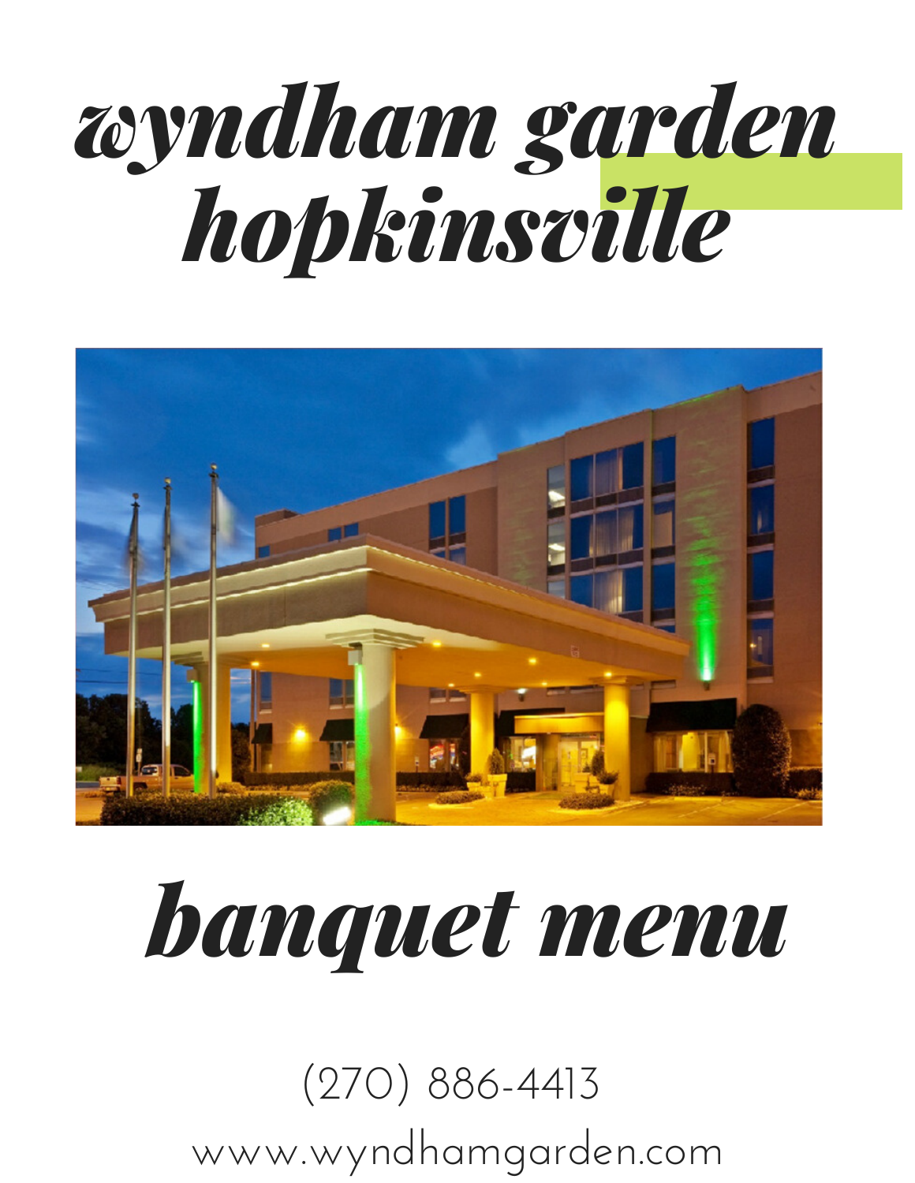# wyndham garden hopkinsville

# banquet menu

(270) 886-4413

www.wyndhamgarden.com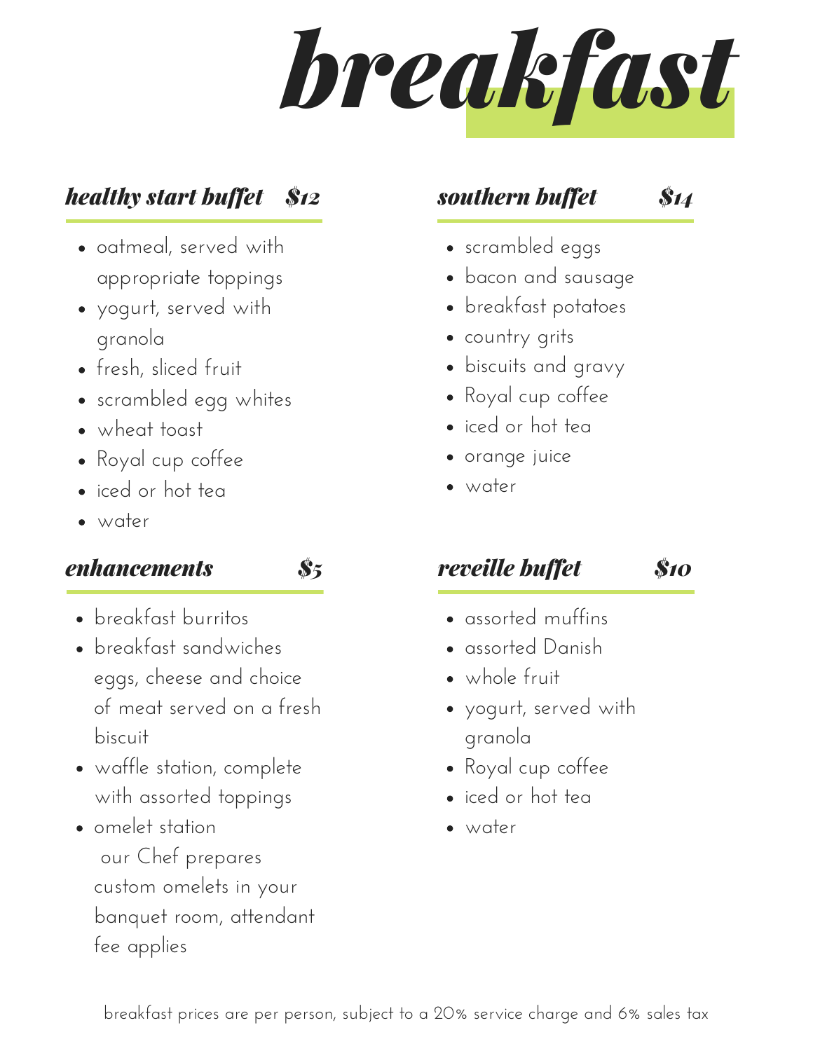# breakfast

## healthy start buffet $12

- oatmeal, served with appropriate toppings
- yogurt, served with granola
- fresh, sliced fruit
- scrambled egg whites
- wheat toast
- Royal cup coffee
- iced or hot tea
- water

## enhancements $5

- breakfast burritos
- breakfast sandwiches eggs, cheese and choice of meat served on a fresh biscuit
- waffle station, complete with assorted toppings
- omelet station our Chef prepares custom omelets in your banquet room, attendant fee applies

## southern buffet $14

- scrambled eggs
- bacon and sausage
- breakfast potatoes
- country grits
- biscuits and gravy
- Royal cup coffee
- iced or hot tea
- orange juice
- water

## reveille buffet $10

- assorted muffins
- assorted Danish
- whole fruit
- yogurt, served with granola
- Royal cup coffee
- iced or hot tea
- water

breakfast prices are per person, subject to a 20% service charge and 6% sales tax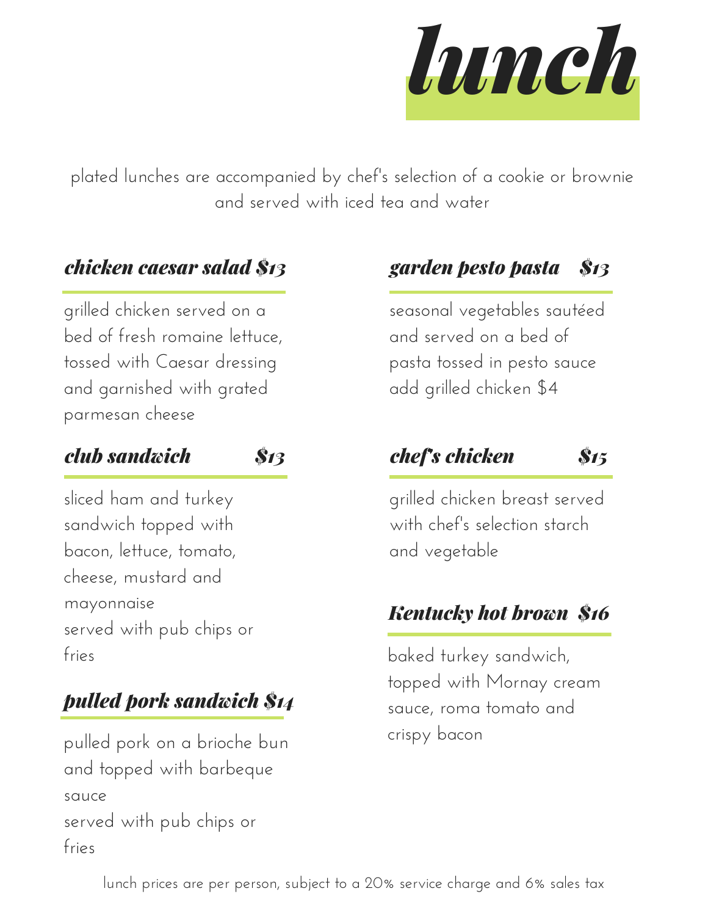# lunch

plated lunches are accompanied by chef's selection of a cookie or brownie and served with iced tea and water

## chicken caesar salad $13

grilled chicken served on a bed of fresh romaine lettuce, tossed with Caesar dressing and garnished with grated parmesan cheese

## club sandwich $13

sliced ham and turkey sandwich topped with bacon, lettuce, tomato, cheese, mustard and mayonnaise
served with pub chips or fries

## pulled pork sandwich $14

pulled pork on a brioche bun and topped with barbeque sauce
served with pub chips or fries

## garden pesto pasta $13

seasonal vegetables sautéed and served on a bed of pasta tossed in pesto sauce
add grilled chicken $4

## chef's chicken $15

grilled chicken breast served with chef's selection starch and vegetable

## Kentucky hot brown $16

baked turkey sandwich, topped with Mornay cream sauce, roma tomato and crispy bacon

lunch prices are per person, subject to a 20% service charge and 6% sales tax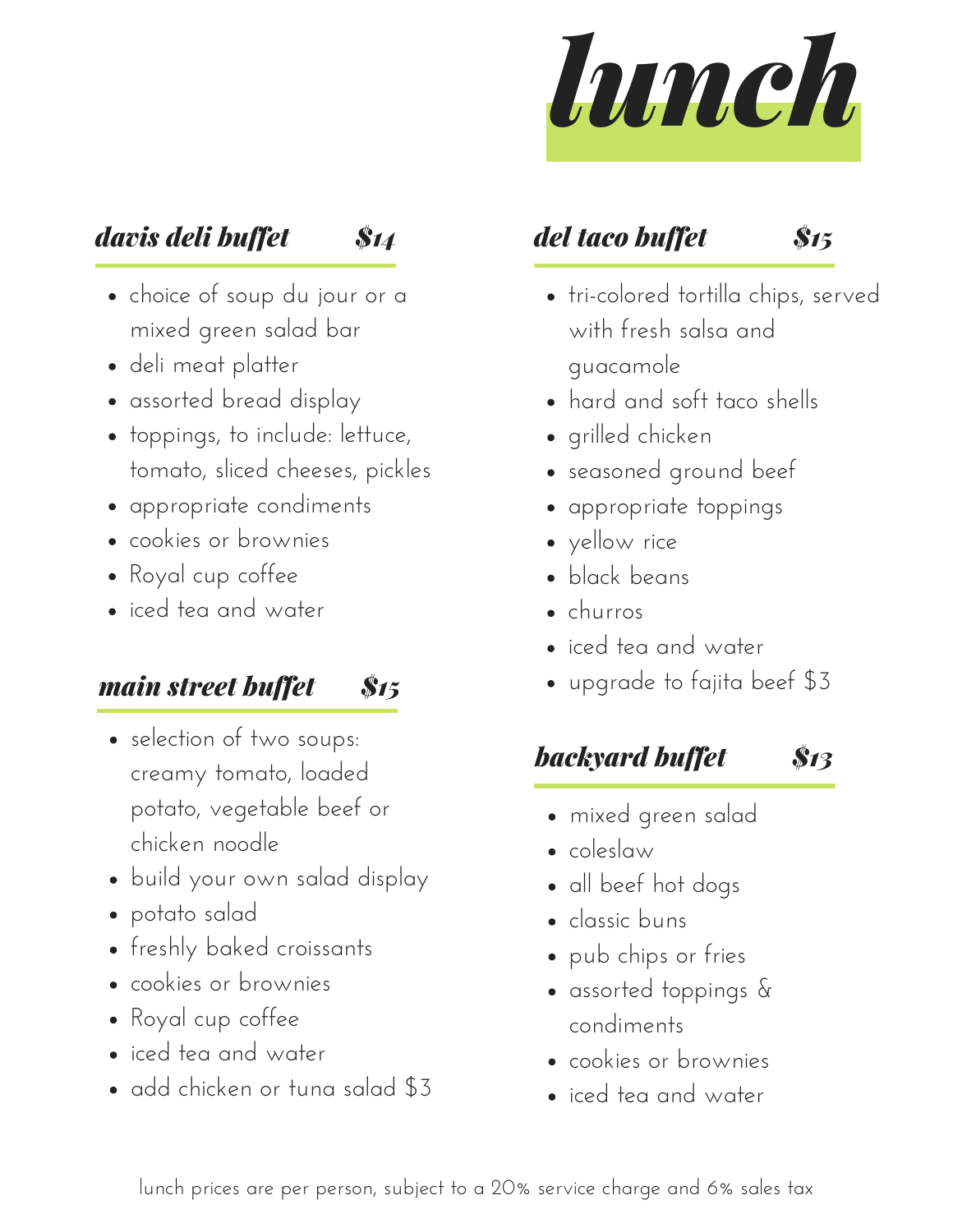# lunch

## davis deli buffet $14

- choice of soup du jour or a mixed green salad bar
- deli meat platter
- assorted bread display
- toppings, to include: lettuce, tomato, sliced cheeses, pickles
- appropriate condiments
- cookies or brownies
- Royal cup coffee
- iced tea and water

## main street buffet $15

- selection of two soups: creamy tomato, loaded potato, vegetable beef or chicken noodle
- build your own salad display
- potato salad
- freshly baked croissants
- cookies or brownies
- Royal cup coffee
- iced tea and water
- add chicken or tuna salad $3

## del taco buffet $15

- tri-colored tortilla chips, served with fresh salsa and guacamole
- hard and soft taco shells
- grilled chicken
- seasoned ground beef
- appropriate toppings
- yellow rice
- black beans
- churros
- iced tea and water
- upgrade to fajita beef $3

## backyard buffet $13

- mixed green salad
- coleslaw
- all beef hot dogs
- classic buns
- pub chips or fries
- assorted toppings & condiments
- cookies or brownies
- iced tea and water

lunch prices are per person, subject to a 20% service charge and 6% sales tax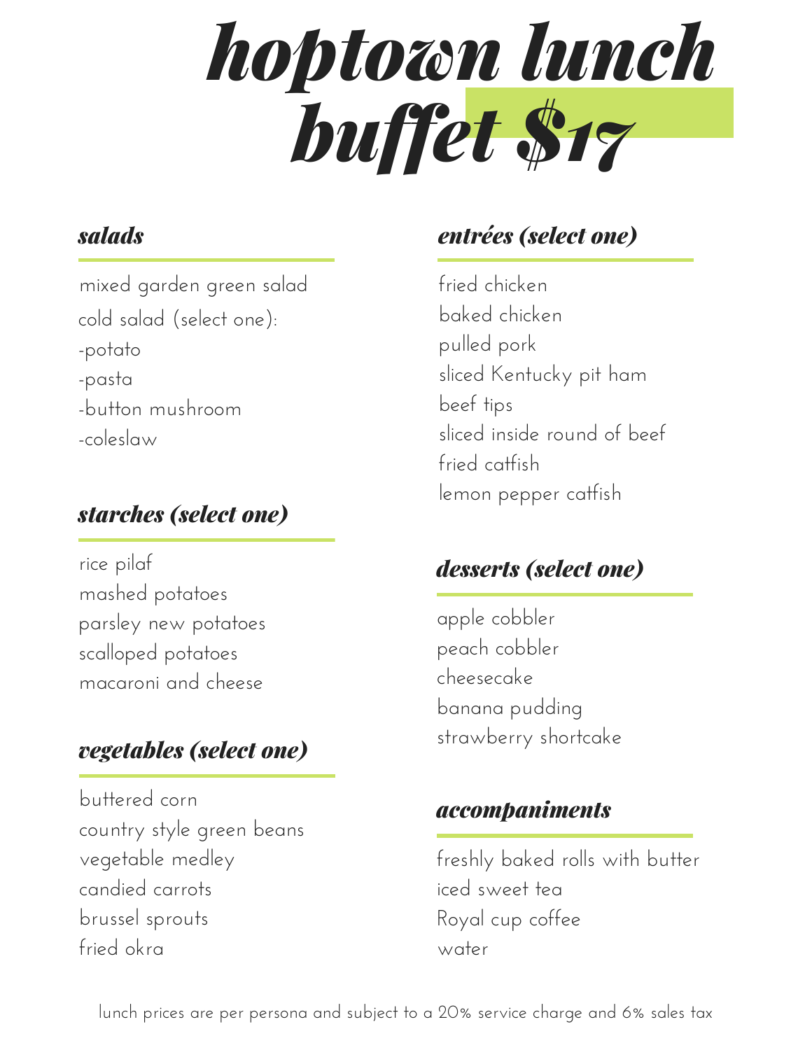# hoptown lunch buffet $17

## salads

mixed garden green salad
cold salad (select one):
-potato
-pasta
-button mushroom
-coleslaw

## starches (select one)

rice pilaf
mashed potatoes
parsley new potatoes
scalloped potatoes
macaroni and cheese

## vegetables (select one)

buttered corn
country style green beans
vegetable medley
candied carrots
brussel sprouts
fried okra

## entrées (select one)

fried chicken
baked chicken
pulled pork
sliced Kentucky pit ham
beef tips
sliced inside round of beef
fried catfish
lemon pepper catfish

## desserts (select one)

apple cobbler
peach cobbler
cheesecake
banana pudding
strawberry shortcake

## accompaniments

freshly baked rolls with butter
iced sweet tea
Royal cup coffee
water

lunch prices are per persona and subject to a 20% service charge and 6% sales tax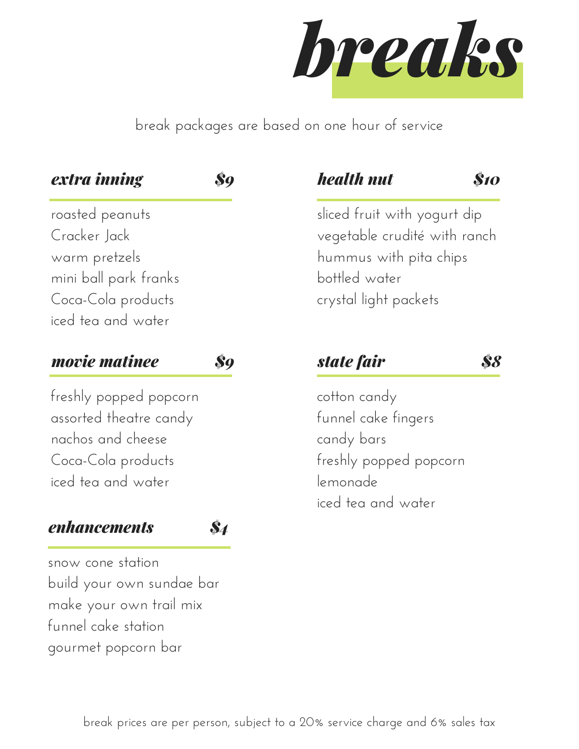# breaks

break packages are based on one hour of service

## extra inning — $9

roasted peanuts
Cracker Jack
warm pretzels
mini ball park franks
Coca-Cola products
iced tea and water

## movie matinee — $9

freshly popped popcorn
assorted theatre candy
nachos and cheese
Coca-Cola products
iced tea and water

## enhancements — $4

snow cone station
build your own sundae bar
make your own trail mix
funnel cake station
gourmet popcorn bar

## health nut — $10

sliced fruit with yogurt dip
vegetable crudité with ranch
hummus with pita chips
bottled water
crystal light packets

## state fair — $8

cotton candy
funnel cake fingers
candy bars
freshly popped popcorn
lemonade
iced tea and water

break prices are per person, subject to a 20% service charge and 6% sales tax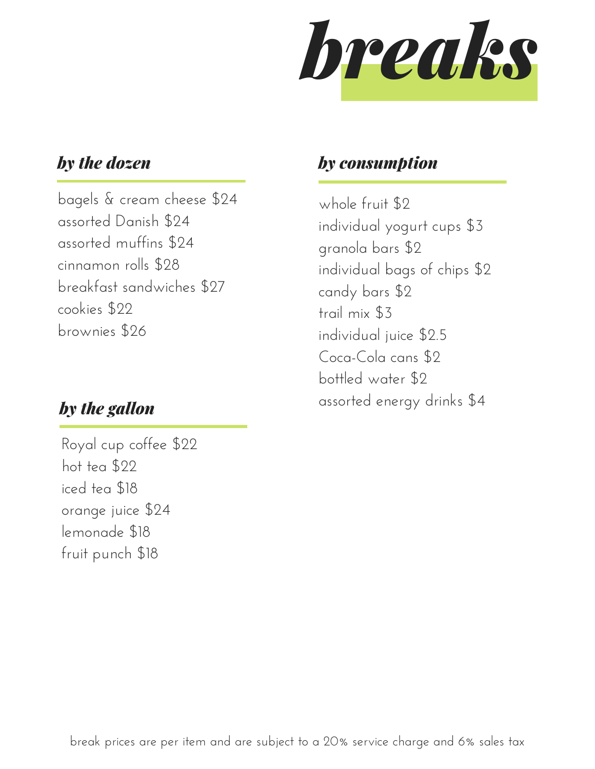# *breaks*

## *by the dozen*

bagels & cream cheese $24
assorted Danish $24
assorted muffins $24
cinnamon rolls $28
breakfast sandwiches $27
cookies $22
brownies $26

## *by the gallon*

Royal cup coffee $22
hot tea $22
iced tea $18
orange juice $24
lemonade $18
fruit punch $18

## *by consumption*

whole fruit $2
individual yogurt cups $3
granola bars $2
individual bags of chips $2
candy bars $2
trail mix $3
individual juice $2.5
Coca-Cola cans $2
bottled water $2
assorted energy drinks $4

break prices are per item and are subject to a 20% service charge and 6% sales tax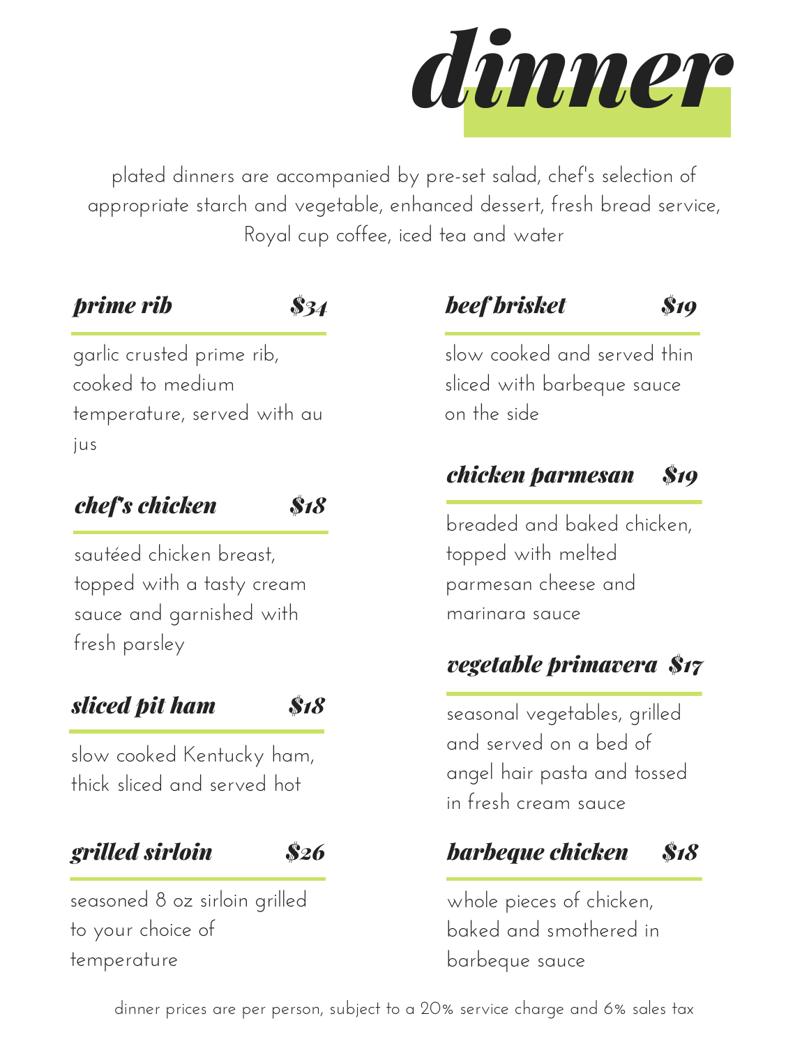# dinner

plated dinners are accompanied by pre-set salad, chef's selection of appropriate starch and vegetable, enhanced dessert, fresh bread service, Royal cup coffee, iced tea and water

### prime rib $34

garlic crusted prime rib, cooked to medium temperature, served with au jus

### chef's chicken $18

sautéed chicken breast, topped with a tasty cream sauce and garnished with fresh parsley

### sliced pit ham $18

slow cooked Kentucky ham, thick sliced and served hot

### grilled sirloin $26

seasoned 8 oz sirloin grilled to your choice of temperature

### beef brisket $19

slow cooked and served thin sliced with barbeque sauce on the side

### chicken parmesan $19

breaded and baked chicken, topped with melted parmesan cheese and marinara sauce

### vegetable primavera $17

seasonal vegetables, grilled and served on a bed of angel hair pasta and tossed in fresh cream sauce

### barbeque chicken $18

whole pieces of chicken, baked and smothered in barbeque sauce

dinner prices are per person, subject to a 20% service charge and 6% sales tax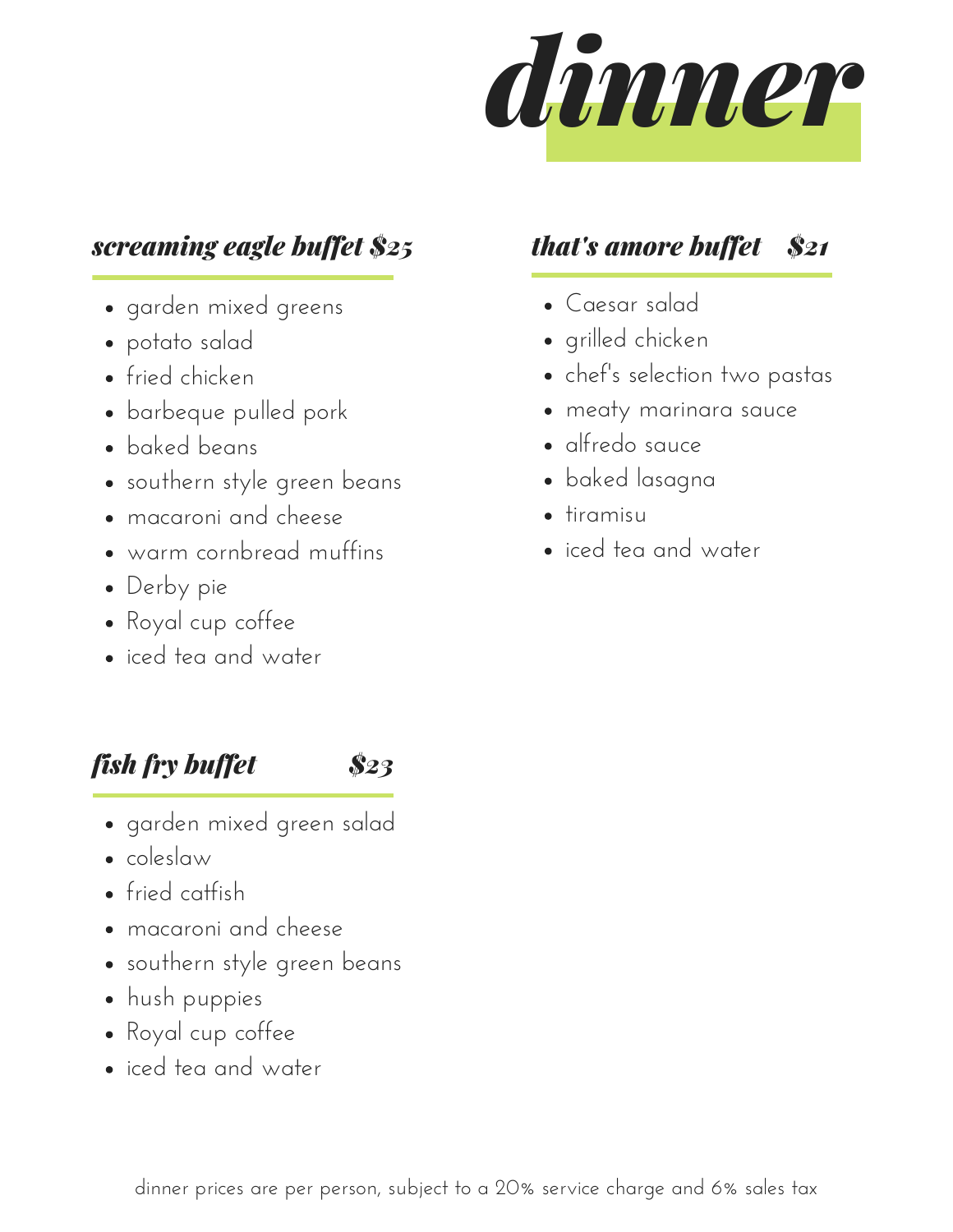# dinner

## *screaming eagle buffet $25*

- garden mixed greens
- potato salad
- fried chicken
- barbeque pulled pork
- baked beans
- southern style green beans
- macaroni and cheese
- warm cornbread muffins
- Derby pie
- Royal cup coffee
- iced tea and water

## *that's amore buffet $21*

- Caesar salad
- grilled chicken
- chef's selection two pastas
- meaty marinara sauce
- alfredo sauce
- baked lasagna
- tiramisu
- iced tea and water

## *fish fry buffet $23*

- garden mixed green salad
- coleslaw
- fried catfish
- macaroni and cheese
- southern style green beans
- hush puppies
- Royal cup coffee
- iced tea and water

dinner prices are per person, subject to a 20% service charge and 6% sales tax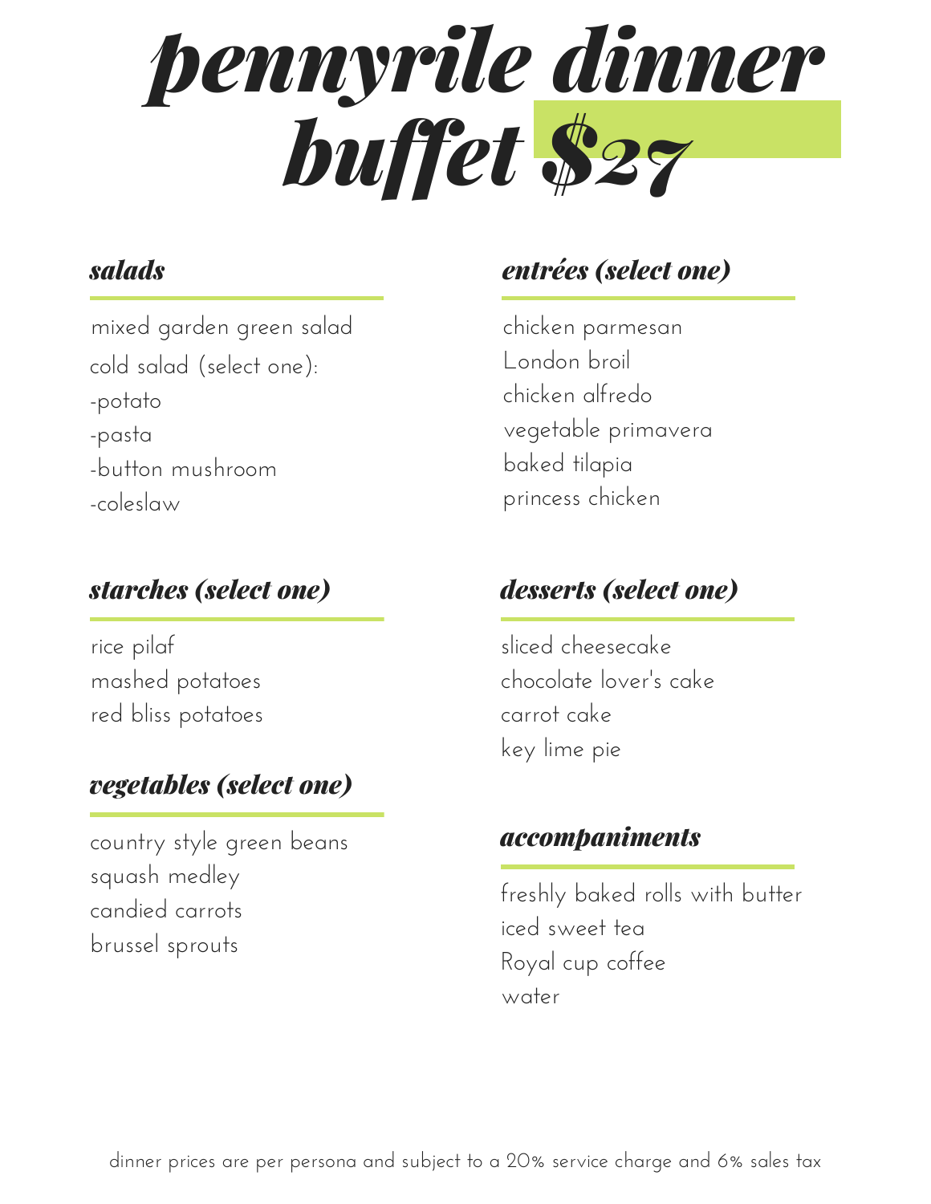# pennyrile dinner buffet $27

## salads

mixed garden green salad

cold salad (select one):

-potato

-pasta

-button mushroom

-coleslaw

## starches (select one)

rice pilaf

mashed potatoes

red bliss potatoes

## vegetables (select one)

country style green beans

squash medley

candied carrots

brussel sprouts

## entrées (select one)

chicken parmesan

London broil

chicken alfredo

vegetable primavera

baked tilapia

princess chicken

## desserts (select one)

sliced cheesecake

chocolate lover's cake

carrot cake

key lime pie

## accompaniments

freshly baked rolls with butter

iced sweet tea

Royal cup coffee

water

dinner prices are per persona and subject to a 20% service charge and 6% sales tax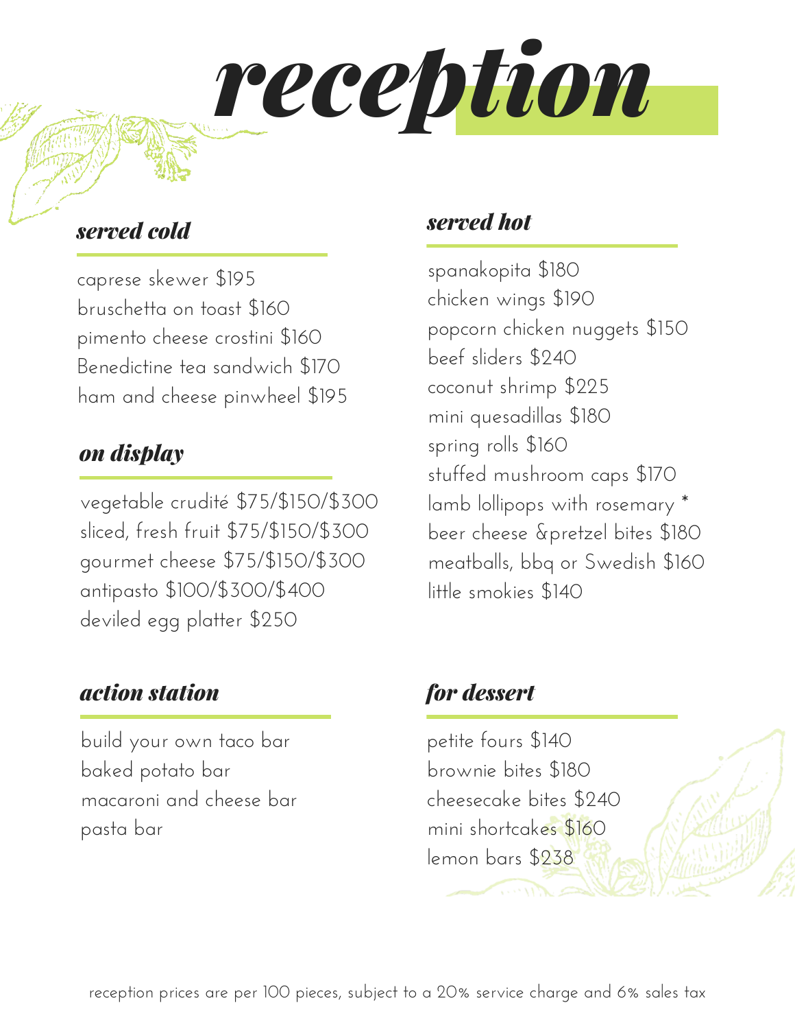# reception

## served cold

caprese skewer $195
bruschetta on toast $160
pimento cheese crostini $160
Benedictine tea sandwich $170
ham and cheese pinwheel $195

## on display

vegetable crudité $75/$150/$300
sliced, fresh fruit $75/$150/$300
gourmet cheese $75/$150/$300
antipasto $100/$300/$400
deviled egg platter $250

## served hot

spanakopita $180
chicken wings $190
popcorn chicken nuggets $150
beef sliders $240
coconut shrimp $225
mini quesadillas $180
spring rolls $160
stuffed mushroom caps $170
lamb lollipops with rosemary *
beer cheese &pretzel bites $180
meatballs, bbq or Swedish $160
little smokies $140

## action station

build your own taco bar
baked potato bar
macaroni and cheese bar
pasta bar

## for dessert

petite fours $140
brownie bites $180
cheesecake bites $240
mini shortcakes $160
lemon bars $238

reception prices are per 100 pieces, subject to a 20% service charge and 6% sales tax